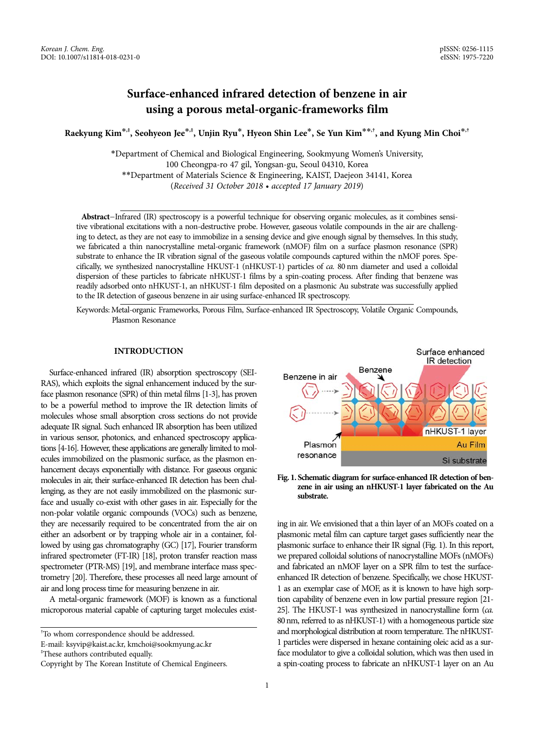# Surface-enhanced infrared detection of benzene in air using a porous metal-organic-frameworks film

**Raekyung Kim[*,‡], Seohyeon Jee[*,‡], Unjin Ryu[*], Hyeon Shin Lee[*], Se Yun Kim[**,†], and Kyung Min Choi[*,†]**

[*]Department of Chemical and Biological Engineering, Sookmyung Women's University, 100 Cheongpa-ro 47 gil, Yongsan-gu, Seoul 04310, Korea

[**]Department of Materials Science & Engineering, KAIST, Daejeon 34141, Korea

(*Received 31 October 2018 • accepted 17 January 2019*)

**Abstract**−Infrared (IR) spectroscopy is a powerful technique for observing organic molecules, as it combines sensitive vibrational excitations with a non-destructive probe. However, gaseous volatile compounds in the air are challenging to detect, as they are not easy to immobilize in a sensing device and give enough signal by themselves. In this study, we fabricated a thin nanocrystalline metal-organic framework (nMOF) film on a surface plasmon resonance (SPR) substrate to enhance the IR vibration signal of the gaseous volatile compounds captured within the nMOF pores. Specifically, we synthesized nanocrystalline HKUST-1 (nHKUST-1) particles of *ca.* 80 nm diameter and used a colloidal dispersion of these particles to fabricate nHKUST-1 films by a spin-coating process. After finding that benzene was readily adsorbed onto nHKUST-1, an nHKUST-1 film deposited on a plasmonic Au substrate was successfully applied to the IR detection of gaseous benzene in air using surface-enhanced IR spectroscopy.

Keywords: Metal-organic Frameworks, Porous Film, Surface-enhanced IR Spectroscopy, Volatile Organic Compounds, Plasmon Resonance

## INTRODUCTION

Surface-enhanced infrared (IR) absorption spectroscopy (SEIRAS), which exploits the signal enhancement induced by the surface plasmon resonance (SPR) of thin metal films [1-3], has proven to be a powerful method to improve the IR detection limits of molecules whose small absorption cross sections do not provide adequate IR signal. Such enhanced IR absorption has been utilized in various sensor, photonics, and enhanced spectroscopy applications [4-16]. However, these applications are generally limited to molecules immobilized on the plasmonic surface, as the plasmon enhancement decays exponentially with distance. For gaseous organic molecules in air, their surface-enhanced IR detection has been challenging, as they are not easily immobilized on the plasmonic surface and usually co-exist with other gases in air. Especially for the non-polar volatile organic compounds (VOCs) such as benzene, they are necessarily required to be concentrated from the air on either an adsorbent or by trapping whole air in a container, followed by using gas chromatography (GC) [17], Fourier transform infrared spectrometer (FT-IR) [18], proton transfer reaction mass spectrometer (PTR-MS) [19], and membrane interface mass spectrometry [20]. Therefore, these processes all need large amount of air and long process time for measuring benzene in air.

A metal-organic framework (MOF) is known as a functional microporous material capable of capturing target molecules existing in air. We envisioned that a thin layer of an MOFs coated on a plasmonic metal film can capture target gases sufficiently near the plasmonic surface to enhance their IR signal (Fig. 1). In this report, we prepared colloidal solutions of nanocrystalline MOFs (nMOFs) and fabricated an nMOF layer on a SPR film to test the surface-enhanced IR detection of benzene. Specifically, we chose HKUST-1 as an exemplar case of MOF, as it is known to have high sorption capability of benzene even in low partial pressure region [21-25]. The HKUST-1 was synthesized in nanocrystalline form (*ca.* 80 nm, referred to as nHKUST-1) with a homogeneous particle size and morphological distribution at room temperature. The nHKUST-1 particles were dispersed in hexane containing oleic acid as a surface modulator to give a colloidal solution, which was then used in a spin-coating process to fabricate an nHKUST-1 layer on an Au

**Fig. 1. Schematic diagram for surface-enhanced IR detection of benzene in air using an nHKUST-1 layer fabricated on the Au substrate.**

[†]To whom correspondence should be addressed.
E-mail: ksyvip@kaist.ac.kr, kmchoi@sookmyung.ac.kr
[‡]These authors contributed equally.
Copyright by The Korean Institute of Chemical Engineers.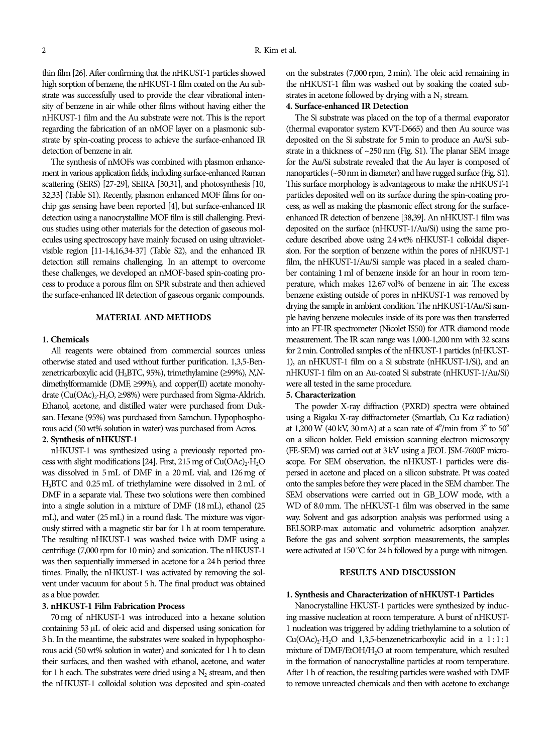thin film [26]. After confirming that the nHKUST-1 particles showed high sorption of benzene, the nHKUST-1 film coated on the Au substrate was successfully used to provide the clear vibrational intensity of benzene in air while other films without having either the nHKUST-1 film and the Au substrate were not. This is the report regarding the fabrication of an nMOF layer on a plasmonic substrate by spin-coating process to achieve the surface-enhanced IR detection of benzene in air.

The synthesis of nMOFs was combined with plasmon enhancement in various application fields, including surface-enhanced Raman scattering (SERS) [27-29], SEIRA [30,31], and photosynthesis [10, 32,33] (Table S1). Recently, plasmon enhanced MOF films for on-chip gas sensing have been reported [4], but surface-enhanced IR detection using a nanocrystalline MOF film is still challenging. Previous studies using other materials for the detection of gaseous molecules using spectroscopy have mainly focused on using ultraviolet-visible region [11-14,16,34-37] (Table S2), and the enhanced IR detection still remains challenging. In an attempt to overcome these challenges, we developed an nMOF-based spin-coating process to produce a porous film on SPR substrate and then achieved the surface-enhanced IR detection of gaseous organic compounds.

## MATERIAL AND METHODS

### 1. Chemicals

All reagents were obtained from commercial sources unless otherwise stated and used without further purification. 1,3,5-Benzenetricarboxylic acid ($H_3BTC$, 95%), trimethylamine (≥99%), *N,N*-dimethylformamide (DMF, ≥99%), and copper(II) acetate monohydrate ($Cu(OAc)_2 \cdot H_2O$, ≥98%) were purchased from Sigma-Aldrich. Ethanol, acetone, and distilled water were purchased from Duksan. Hexane (95%) was purchased from Samchun. Hypophosphorous acid (50 wt% solution in water) was purchased from Acros.

### 2. Synthesis of nHKUST-1

nHKUST-1 was synthesized using a previously reported process with slight modifications [24]. First, 215 mg of $Cu(OAc)_2 \cdot H_2O$ was dissolved in 5 mL of DMF in a 20 mL vial, and 126 mg of $H_3BTC$ and 0.25 mL of triethylamine were dissolved in 2 mL of DMF in a separate vial. These two solutions were then combined into a single solution in a mixture of DMF (18 mL), ethanol (25 mL), and water (25 mL) in a round flask. The mixture was vigorously stirred with a magnetic stir bar for 1 h at room temperature. The resulting nHKUST-1 was washed twice with DMF using a centrifuge (7,000 rpm for 10 min) and sonication. The nHKUST-1 was then sequentially immersed in acetone for a 24 h period three times. Finally, the nHKUST-1 was activated by removing the solvent under vacuum for about 5 h. The final product was obtained as a blue powder.

### 3. nHKUST-1 Film Fabrication Process

70 mg of nHKUST-1 was introduced into a hexane solution containing 53 μL of oleic acid and dispersed using sonication for 3 h. In the meantime, the substrates were soaked in hypophosphorous acid (50 wt% solution in water) and sonicated for 1 h to clean their surfaces, and then washed with ethanol, acetone, and water for 1 h each. The substrates were dried using a $N_2$ stream, and then the nHKUST-1 colloidal solution was deposited and spin-coated on the substrates (7,000 rpm, 2 min). The oleic acid remaining in the nHKUST-1 film was washed out by soaking the coated substrates in acetone followed by drying with a $N_2$ stream.

### 4. Surface-enhanced IR Detection

The Si substrate was placed on the top of a thermal evaporator (thermal evaporator system KVT-D665) and then Au source was deposited on the Si substrate for 5 min to produce an Au/Si substrate in a thickness of ~250 nm (Fig. S1). The planar SEM image for the Au/Si substrate revealed that the Au layer is composed of nanoparticles (~50 nm in diameter) and have rugged surface (Fig. S1). This surface morphology is advantageous to make the nHKUST-1 particles deposited well on its surface during the spin-coating process, as well as making the plasmonic effect strong for the surface-enhanced IR detection of benzene [38,39]. An nHKUST-1 film was deposited on the surface (nHKUST-1/Au/Si) using the same procedure described above using 2.4 wt% nHKUST-1 colloidal dispersion. For the sorption of benzene within the pores of nHKUST-1 film, the nHKUST-1/Au/Si sample was placed in a sealed chamber containing 1 ml of benzene inside for an hour in room temperature, which makes 12.67 vol% of benzene in air. The excess benzene existing outside of pores in nHKUST-1 was removed by drying the sample in ambient condition. The nHKUST-1/Au/Si sample having benzene molecules inside of its pore was then transferred into an FT-IR spectrometer (Nicolet IS50) for ATR diamond mode measurement. The IR scan range was 1,000-1,200 nm with 32 scans for 2 min. Controlled samples of the nHKUST-1 particles (nHKUST-1), an nHKUST-1 film on a Si substrate (nHKUST-1/Si), and an nHKUST-1 film on an Au-coated Si substrate (nHKUST-1/Au/Si) were all tested in the same procedure.

### 5. Characterization

The powder X-ray diffraction (PXRD) spectra were obtained using a Rigaku X-ray diffractometer (Smartlab, Cu K$\alpha$ radiation) at 1,200 W (40 kV, 30 mA) at a scan rate of 4°/min from 3° to 50° on a silicon holder. Field emission scanning electron microscopy (FE-SEM) was carried out at 3 kV using a JEOL JSM-7600F microscope. For SEM observation, the nHKUST-1 particles were dispersed in acetone and placed on a silicon substrate. Pt was coated onto the samples before they were placed in the SEM chamber. The SEM observations were carried out in GB_LOW mode, with a WD of 8.0 mm. The nHKUST-1 film was observed in the same way. Solvent and gas adsorption analysis was performed using a BELSORP-max automatic and volumetric adsorption analyzer. Before the gas and solvent sorption measurements, the samples were activated at 150 °C for 24 h followed by a purge with nitrogen.

## RESULTS AND DISCUSSION

### 1. Synthesis and Characterization of nHKUST-1 Particles

Nanocrystalline HKUST-1 particles were synthesized by inducing massive nucleation at room temperature. A burst of nHKUST-1 nucleation was triggered by adding triethylamine to a solution of $Cu(OAc)_2 \cdot H_2O$ and 1,3,5-benzenetricarboxylic acid in a 1 : 1 : 1 mixture of DMF/EtOH/$H_2O$ at room temperature, which resulted in the formation of nanocrystalline particles at room temperature. After 1 h of reaction, the resulting particles were washed with DMF to remove unreacted chemicals and then with acetone to exchange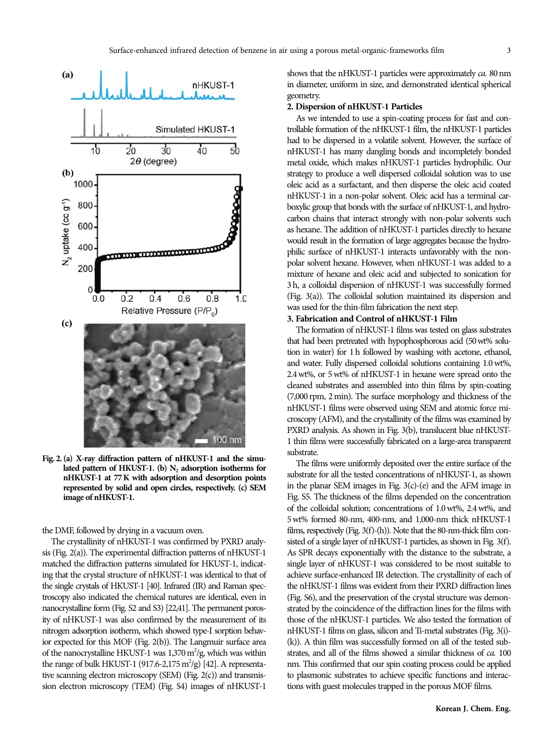**Fig. 2. (a) X-ray diffraction pattern of nHKUST-1 and the simulated pattern of HKUST-1. (b) $N_2$ adsorption isotherms for nHKUST-1 at 77 K with adsorption and desorption points represented by solid and open circles, respectively. (c) SEM image of nHKUST-1.**

the DMF, followed by drying in a vacuum oven.

The crystallinity of nHKUST-1 was confirmed by PXRD analysis (Fig. 2(a)). The experimental diffraction patterns of nHKUST-1 matched the diffraction patterns simulated for HKUST-1, indicating that the crystal structure of nHKUST-1 was identical to that of the single crystals of HKUST-1 [40]. Infrared (IR) and Raman spectroscopy also indicated the chemical natures are identical, even in nanocrystalline form (Fig. S2 and S3) [22,41]. The permanent porosity of nHKUST-1 was also confirmed by the measurement of its nitrogen adsorption isotherm, which showed type-I sorption behavior expected for this MOF (Fig. 2(b)). The Langmuir surface area of the nanocrystalline HKUST-1 was 1,370 $m^2/g$, which was within the range of bulk HKUST-1 (917.6-2,175 $m^2/g$) [42]. A representative scanning electron microscopy (SEM) (Fig. 2(c)) and transmission electron microscopy (TEM) (Fig. S4) images of nHKUST-1 shows that the nHKUST-1 particles were approximately *ca.* 80 nm in diameter, uniform in size, and demonstrated identical spherical geometry.

**2. Dispersion of nHKUST-1 Particles**

As we intended to use a spin-coating process for fast and controllable formation of the nHKUST-1 film, the nHKUST-1 particles had to be dispersed in a volatile solvent. However, the surface of nHKUST-1 has many dangling bonds and incompletely bonded metal oxide, which makes nHKUST-1 particles hydrophilic. Our strategy to produce a well dispersed colloidal solution was to use oleic acid as a surfactant, and then disperse the oleic acid coated nHKUST-1 in a non-polar solvent. Oleic acid has a terminal carboxylic group that bonds with the surface of nHKUST-1, and hydrocarbon chains that interact strongly with non-polar solvents such as hexane. The addition of nHKUST-1 particles directly to hexane would result in the formation of large aggregates because the hydrophilic surface of nHKUST-1 interacts unfavorably with the non-polar solvent hexane. However, when nHKUST-1 was added to a mixture of hexane and oleic acid and subjected to sonication for 3 h, a colloidal dispersion of nHKUST-1 was successfully formed (Fig. 3(a)). The colloidal solution maintained its dispersion and was used for the thin-film fabrication the next step.

**3. Fabrication and Control of nHKUST-1 Film**

The formation of nHKUST-1 films was tested on glass substrates that had been pretreated with hypophosphorous acid (50 wt% solution in water) for 1 h followed by washing with acetone, ethanol, and water. Fully dispersed colloidal solutions containing 1.0 wt%, 2.4 wt%, or 5 wt% of nHKUST-1 in hexane were spread onto the cleaned substrates and assembled into thin films by spin-coating (7,000 rpm, 2 min). The surface morphology and thickness of the nHKUST-1 films were observed using SEM and atomic force microscopy (AFM), and the crystallinity of the films was examined by PXRD analysis. As shown in Fig. 3(b), translucent blue nHKUST-1 thin films were successfully fabricated on a large-area transparent substrate.

The films were uniformly deposited over the entire surface of the substrate for all the tested concentrations of nHKUST-1, as shown in the planar SEM images in Fig. 3(c)-(e) and the AFM image in Fig. S5. The thickness of the films depended on the concentration of the colloidal solution; concentrations of 1.0 wt%, 2.4 wt%, and 5 wt% formed 80-nm, 400-nm, and 1,000-nm thick nHKUST-1 films, respectively (Fig. 3(f)-(h)). Note that the 80-nm-thick film consisted of a single layer of nHKUST-1 particles, as shown in Fig. 3(f). As SPR decays exponentially with the distance to the substrate, a single layer of nHKUST-1 was considered to be most suitable to achieve surface-enhanced IR detection. The crystallinity of each of the nHKUST-1 films was evident from their PXRD diffraction lines (Fig. S6), and the preservation of the crystal structure was demonstrated by the coincidence of the diffraction lines for the films with those of the nHKUST-1 particles. We also tested the formation of nHKUST-1 films on glass, silicon and Ti-metal substrates (Fig. 3(i)-(k)). A thin film was successfully formed on all of the tested substrates, and all of the films showed a similar thickness of *ca.* 100 nm. This confirmed that our spin coating process could be applied to plasmonic substrates to achieve specific functions and interactions with guest molecules trapped in the porous MOF films.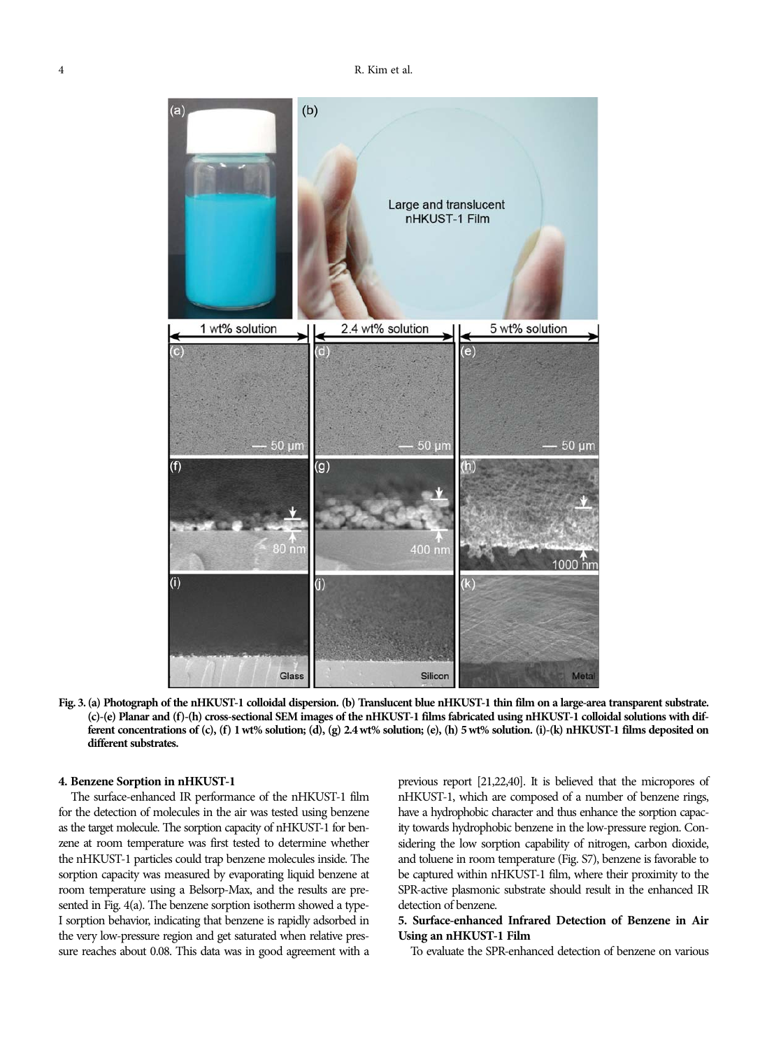**Fig. 3. (a) Photograph of the nHKUST-1 colloidal dispersion. (b) Translucent blue nHKUST-1 thin film on a large-area transparent substrate. (c)-(e) Planar and (f)-(h) cross-sectional SEM images of the nHKUST-1 films fabricated using nHKUST-1 colloidal solutions with different concentrations of (c), (f) 1 wt% solution; (d), (g) 2.4 wt% solution; (e), (h) 5 wt% solution. (i)-(k) nHKUST-1 films deposited on different substrates.**

## 4. Benzene Sorption in nHKUST-1

The surface-enhanced IR performance of the nHKUST-1 film for the detection of molecules in the air was tested using benzene as the target molecule. The sorption capacity of nHKUST-1 for benzene at room temperature was first tested to determine whether the nHKUST-1 particles could trap benzene molecules inside. The sorption capacity was measured by evaporating liquid benzene at room temperature using a Belsorp-Max, and the results are presented in Fig. 4(a). The benzene sorption isotherm showed a type-I sorption behavior, indicating that benzene is rapidly adsorbed in the very low-pressure region and get saturated when relative pressure reaches about 0.08. This data was in good agreement with a previous report [21,22,40]. It is believed that the micropores of nHKUST-1, which are composed of a number of benzene rings, have a hydrophobic character and thus enhance the sorption capacity towards hydrophobic benzene in the low-pressure region. Considering the low sorption capability of nitrogen, carbon dioxide, and toluene in room temperature (Fig. S7), benzene is favorable to be captured within nHKUST-1 film, where their proximity to the SPR-active plasmonic substrate should result in the enhanced IR detection of benzene.

## 5. Surface-enhanced Infrared Detection of Benzene in Air Using an nHKUST-1 Film

To evaluate the SPR-enhanced detection of benzene on various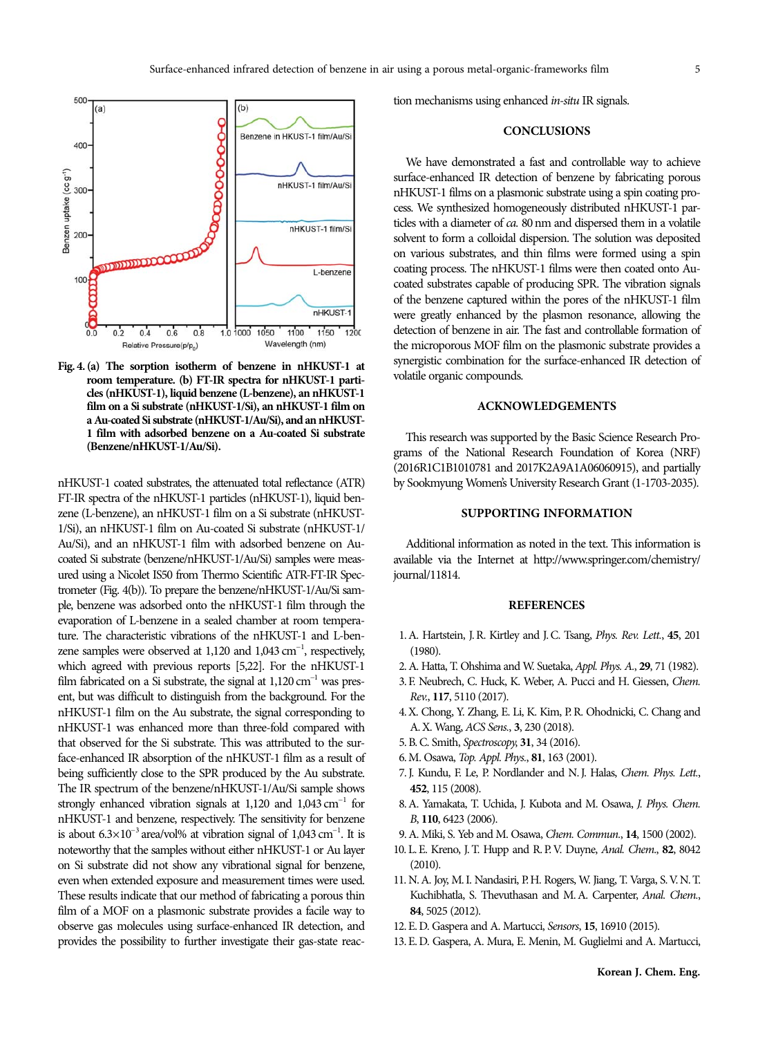Fig. 4. (a) The sorption isotherm of benzene in nHKUST-1 at room temperature. (b) FT-IR spectra for nHKUST-1 particles (nHKUST-1), liquid benzene (L-benzene), an nHKUST-1 film on a Si substrate (nHKUST-1/Si), an nHKUST-1 film on a Au-coated Si substrate (nHKUST-1/Au/Si), and an nHKUST-1 film with adsorbed benzene on a Au-coated Si substrate (Benzene/nHKUST-1/Au/Si).

nHKUST-1 coated substrates, the attenuated total reflectance (ATR) FT-IR spectra of the nHKUST-1 particles (nHKUST-1), liquid benzene (L-benzene), an nHKUST-1 film on a Si substrate (nHKUST-1/Si), an nHKUST-1 film on Au-coated Si substrate (nHKUST-1/Au/Si), and an nHKUST-1 film with adsorbed benzene on Au-coated Si substrate (benzene/nHKUST-1/Au/Si) samples were measured using a Nicolet IS50 from Thermo Scientific ATR-FT-IR Spectrometer (Fig. 4(b)). To prepare the benzene/nHKUST-1/Au/Si sample, benzene was adsorbed onto the nHKUST-1 film through the evaporation of L-benzene in a sealed chamber at room temperature. The characteristic vibrations of the nHKUST-1 and L-benzene samples were observed at 1,120 and 1,043 $cm^{-1}$, respectively, which agreed with previous reports [5,22]. For the nHKUST-1 film fabricated on a Si substrate, the signal at 1,120 $cm^{-1}$ was present, but was difficult to distinguish from the background. For the nHKUST-1 film on the Au substrate, the signal corresponding to nHKUST-1 was enhanced more than three-fold compared with that observed for the Si substrate. This was attributed to the surface-enhanced IR absorption of the nHKUST-1 film as a result of being sufficiently close to the SPR produced by the Au substrate. The IR spectrum of the benzene/nHKUST-1/Au/Si sample shows strongly enhanced vibration signals at 1,120 and 1,043 $cm^{-1}$ for nHKUST-1 and benzene, respectively. The sensitivity for benzene is about $6.3\times10^{-3}$ area/vol% at vibration signal of 1,043 $cm^{-1}$. It is noteworthy that the samples without either nHKUST-1 or Au layer on Si substrate did not show any vibrational signal for benzene, even when extended exposure and measurement times were used. These results indicate that our method of fabricating a porous thin film of a MOF on a plasmonic substrate provides a facile way to observe gas molecules using surface-enhanced IR detection, and provides the possibility to further investigate their gas-state reaction mechanisms using enhanced *in-situ* IR signals.

## CONCLUSIONS

We have demonstrated a fast and controllable way to achieve surface-enhanced IR detection of benzene by fabricating porous nHKUST-1 films on a plasmonic substrate using a spin coating process. We synthesized homogeneously distributed nHKUST-1 particles with a diameter of *ca.* 80 nm and dispersed them in a volatile solvent to form a colloidal dispersion. The solution was deposited on various substrates, and thin films were formed using a spin coating process. The nHKUST-1 films were then coated onto Au-coated substrates capable of producing SPR. The vibration signals of the benzene captured within the pores of the nHKUST-1 film were greatly enhanced by the plasmon resonance, allowing the detection of benzene in air. The fast and controllable formation of the microporous MOF film on the plasmonic substrate provides a synergistic combination for the surface-enhanced IR detection of volatile organic compounds.

## ACKNOWLEDGEMENTS

This research was supported by the Basic Science Research Programs of the National Research Foundation of Korea (NRF) (2016R1C1B1010781 and 2017K2A9A1A06060915), and partially by Sookmyung Women's University Research Grant (1-1703-2035).

## SUPPORTING INFORMATION

Additional information as noted in the text. This information is available via the Internet at http://www.springer.com/chemistry/journal/11814.

## REFERENCES

1. A. Hartstein, J. R. Kirtley and J. C. Tsang, *Phys. Rev. Lett.*, **45**, 201 (1980).
2. A. Hatta, T. Ohshima and W. Suetaka, *Appl. Phys. A.*, **29**, 71 (1982).
3. F. Neubrech, C. Huck, K. Weber, A. Pucci and H. Giessen, *Chem. Rev.*, **117**, 5110 (2017).
4. X. Chong, Y. Zhang, E. Li, K. Kim, P. R. Ohodnicki, C. Chang and A. X. Wang, *ACS Sens.*, **3**, 230 (2018).
5. B. C. Smith, *Spectroscopy*, **31**, 34 (2016).
6. M. Osawa, *Top. Appl. Phys.*, **81**, 163 (2001).
7. J. Kundu, F. Le, P. Nordlander and N. J. Halas, *Chem. Phys. Lett.*, **452**, 115 (2008).
8. A. Yamakata, T. Uchida, J. Kubota and M. Osawa, *J. Phys. Chem. B*, **110**, 6423 (2006).
9. A. Miki, S. Yeb and M. Osawa, *Chem. Commun.*, **14**, 1500 (2002).
10. L. E. Kreno, J. T. Hupp and R. P. V. Duyne, *Anal. Chem.*, **82**, 8042 (2010).
11. N. A. Joy, M. I. Nandasiri, P. H. Rogers, W. Jiang, T. Varga, S. V. N. T. Kuchibhatla, S. Thevuthasan and M. A. Carpenter, *Anal. Chem.*, **84**, 5025 (2012).
12. E. D. Gaspera and A. Martucci, *Sensors*, **15**, 16910 (2015).
13. E. D. Gaspera, A. Mura, E. Menin, M. Guglielmi and A. Martucci,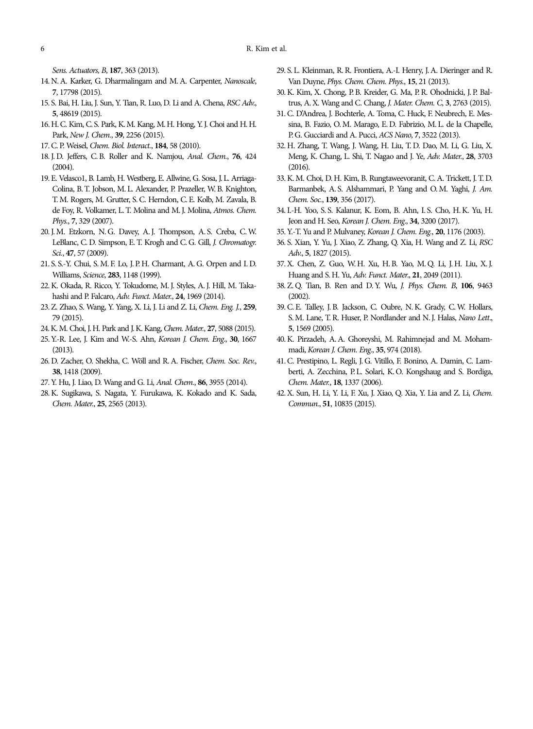*Sens. Actuators, B*, **187**, 363 (2013).

14. N. A. Karker, G. Dharmalingam and M. A. Carpenter, *Nanoscale*, **7**, 17798 (2015).
15. S. Bai, H. Liu, J. Sun, Y. Tian, R. Luo, D. Li and A. Chena, *RSC Adv.*, **5**, 48619 (2015).
16. H. C. Kim, C. S. Park, K. M. Kang, M. H. Hong, Y. J. Choi and H. H. Park, *New J. Chem.*, **39**, 2256 (2015).
17. C. P. Weisel, *Chem. Biol. Interact.*, **184**, 58 (2010).
18. J. D. Jeffers, C. B. Roller and K. Namjou, *Anal. Chem.*, **76**, 424 (2004).
19. E. Velasco1, B. Lamb, H. Westberg, E. Allwine, G. Sosa, J. L. Arriaga-Colina, B. T. Jobson, M. L. Alexander, P. Prazeller, W. B. Knighton, T. M. Rogers, M. Grutter, S. C. Herndon, C. E. Kolb, M. Zavala, B. de Foy, R. Volkamer, L. T. Molina and M. J. Molina, *Atmos. Chem. Phys.*, **7**, 329 (2007).
20. J. M. Etzkorn, N. G. Davey, A. J. Thompson, A. S. Creba, C. W. LeBlanc, C. D. Simpson, E. T. Krogh and C. G. Gill, *J. Chromatogr. Sci.*, **47**, 57 (2009).
21. S. S.-Y. Chui, S. M. F. Lo, J. P. H. Charmant, A. G. Orpen and I. D. Williams, *Science*, **283**, 1148 (1999).
22. K. Okada, R. Ricco, Y. Tokudome, M. J. Styles, A. J. Hill, M. Takahashi and P. Falcaro, *Adv. Funct. Mater.*, **24**, 1969 (2014).
23. Z. Zhao, S. Wang, Y. Yang, X. Li, J. Li and Z. Li, *Chem. Eng. J.*, **259**, 79 (2015).
24. K. M. Choi, J. H. Park and J. K. Kang, *Chem. Mater.*, **27**, 5088 (2015).
25. Y.-R. Lee, J. Kim and W.-S. Ahn, *Korean J. Chem. Eng.*, **30**, 1667 (2013).
26. D. Zacher, O. Shekha, C. Wöll and R. A. Fischer, *Chem. Soc. Rev.*, **38**, 1418 (2009).
27. Y. Hu, J. Liao, D. Wang and G. Li, *Anal. Chem.*, **86**, 3955 (2014).
28. K. Sugikawa, S. Nagata, Y. Furukawa, K. Kokado and K. Sada, *Chem. Mater.*, **25**, 2565 (2013).
29. S. L. Kleinman, R. R. Frontiera, A.-I. Henry, J. A. Dieringer and R. Van Duyne, *Phys. Chem. Chem. Phys.*, **15**, 21 (2013).
30. K. Kim, X. Chong, P. B. Kreider, G. Ma, P. R. Ohodnicki, J. P. Baltrus, A. X. Wang and C. Chang, *J. Mater. Chem. C*, **3**, 2763 (2015).
31. C. D'Andrea, J. Bochterle, A. Toma, C. Huck, F. Neubrech, E. Messina, B. Fazio, O. M. Marago, E. D. Fabrizio, M. L. de la Chapelle, P. G. Gucciardi and A. Pucci, *ACS Nano*, **7**, 3522 (2013).
32. H. Zhang, T. Wang, J. Wang, H. Liu, T. D. Dao, M. Li, G. Liu, X. Meng, K. Chang, L. Shi, T. Nagao and J. Ye, *Adv. Mater.*, **28**, 3703 (2016).
33. K. M. Choi, D. H. Kim, B. Rungtaweevoranit, C. A. Trickett, J. T. D. Barmanbek, A. S. Alshammari, P. Yang and O. M. Yaghi, *J. Am. Chem. Soc.*, **139**, 356 (2017).
34. I.-H. Yoo, S. S. Kalanur, K. Eom, B. Ahn, I. S. Cho, H. K. Yu, H. Jeon and H. Seo, *Korean J. Chem. Eng.*, **34**, 3200 (2017).
35. Y.-T. Yu and P. Mulvaney, *Korean J. Chem. Eng.*, **20**, 1176 (2003).
36. S. Xian, Y. Yu, J. Xiao, Z. Zhang, Q. Xia, H. Wang and Z. Li, *RSC Adv.*, **5**, 1827 (2015).
37. X. Chen, Z. Guo, W. H. Xu, H. B. Yao, M. Q. Li, J. H. Liu, X. J. Huang and S. H. Yu, *Adv. Funct. Mater.*, **21**, 2049 (2011).
38. Z. Q. Tian, B. Ren and D. Y. Wu, *J. Phys. Chem. B*, **106**, 9463 (2002).
39. C. E. Talley, J. B. Jackson, C. Oubre, N. K. Grady, C. W. Hollars, S. M. Lane, T. R. Huser, P. Nordlander and N. J. Halas, *Nano Lett.*, **5**, 1569 (2005).
40. K. Pirzadeh, A. A. Ghoreyshi, M. Rahimnejad and M. Mohammadi, *Korean J. Chem. Eng.*, **35**, 974 (2018).
41. C. Prestipino, L. Regli, J. G. Vitillo, F. Bonino, A. Damin, C. Lamberti, A. Zecchina, P. L. Solari, K. O. Kongshaug and S. Bordiga, *Chem. Mater.*, **18**, 1337 (2006).
42. X. Sun, H. Li, Y. Li, F. Xu, J. Xiao, Q. Xia, Y. Lia and Z. Li, *Chem. Commun.*, **51**, 10835 (2015).